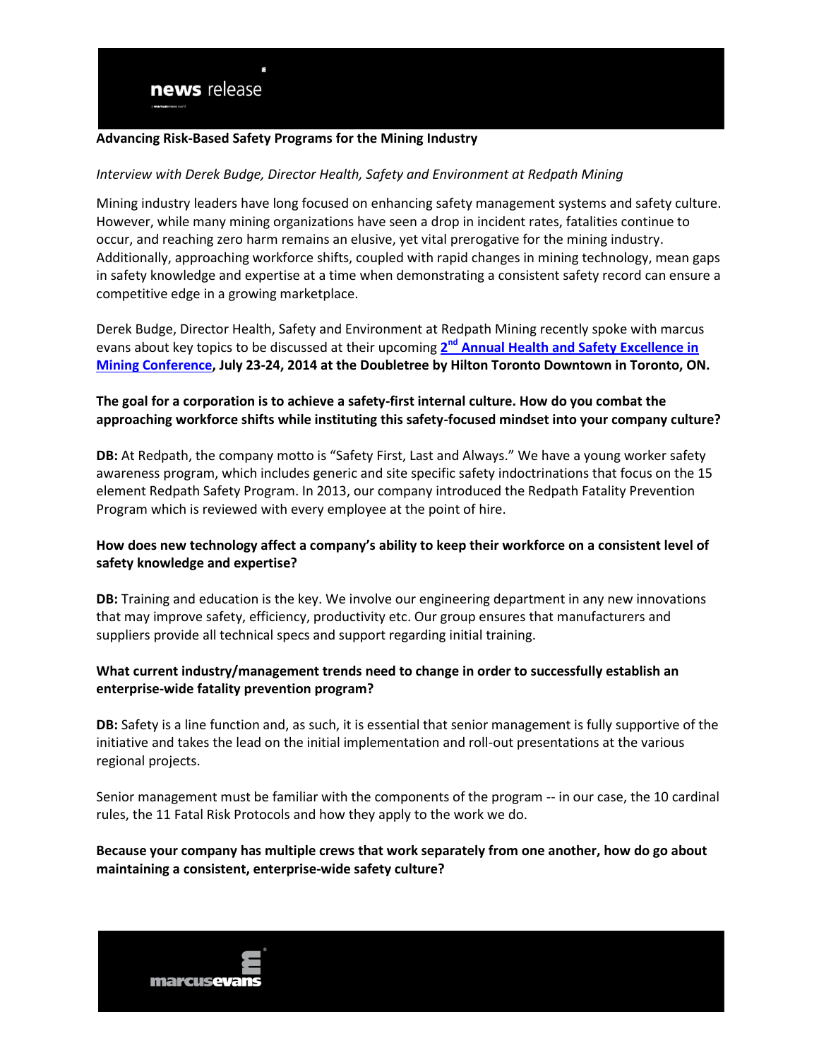**news** release

**Advancing Risk-Based Safety Programs for the Mining Industry**

*Interview with Derek Budge, Director Health, Safety and Environment at Redpath Mining*

Mining industry leaders have long focused on enhancing safety management systems and safety culture. However, while many mining organizations have seen a drop in incident rates, fatalities continue to occur, and reaching zero harm remains an elusive, yet vital prerogative for the mining industry. Additionally, approaching workforce shifts, coupled with rapid changes in mining technology, mean gaps in safety knowledge and expertise at a time when demonstrating a consistent safety record can ensure a competitive edge in a growing marketplace.

Derek Budge, Director Health, Safety and Environment at Redpath Mining recently spoke with marcus evans about key topics to be discussed at their upcoming **2nd Annual Health and Safety Excellence in Mining Conference, July 23-24, 2014 at the Doubletree by Hilton Toronto Downtown in Toronto, ON.**

**The goal for a corporation is to achieve a safety-first internal culture. How do you combat the approaching workforce shifts while instituting this safety-focused mindset into your company culture?**

**DB:** At Redpath, the company motto is "Safety First, Last and Always." We have a young worker safety awareness program, which includes generic and site specific safety indoctrinations that focus on the 15 element Redpath Safety Program. In 2013, our company introduced the Redpath Fatality Prevention Program which is reviewed with every employee at the point of hire.

**How does new technology affect a company's ability to keep their workforce on a consistent level of safety knowledge and expertise?**

**DB:** Training and education is the key. We involve our engineering department in any new innovations that may improve safety, efficiency, productivity etc. Our group ensures that manufacturers and suppliers provide all technical specs and support regarding initial training.

**What current industry/management trends need to change in order to successfully establish an enterprise-wide fatality prevention program?**

**DB:** Safety is a line function and, as such, it is essential that senior management is fully supportive of the initiative and takes the lead on the initial implementation and roll-out presentations at the various regional projects.

Senior management must be familiar with the components of the program -- in our case, the 10 cardinal rules, the 11 Fatal Risk Protocols and how they apply to the work we do.

**Because your company has multiple crews that work separately from one another, how do go about maintaining a consistent, enterprise-wide safety culture?**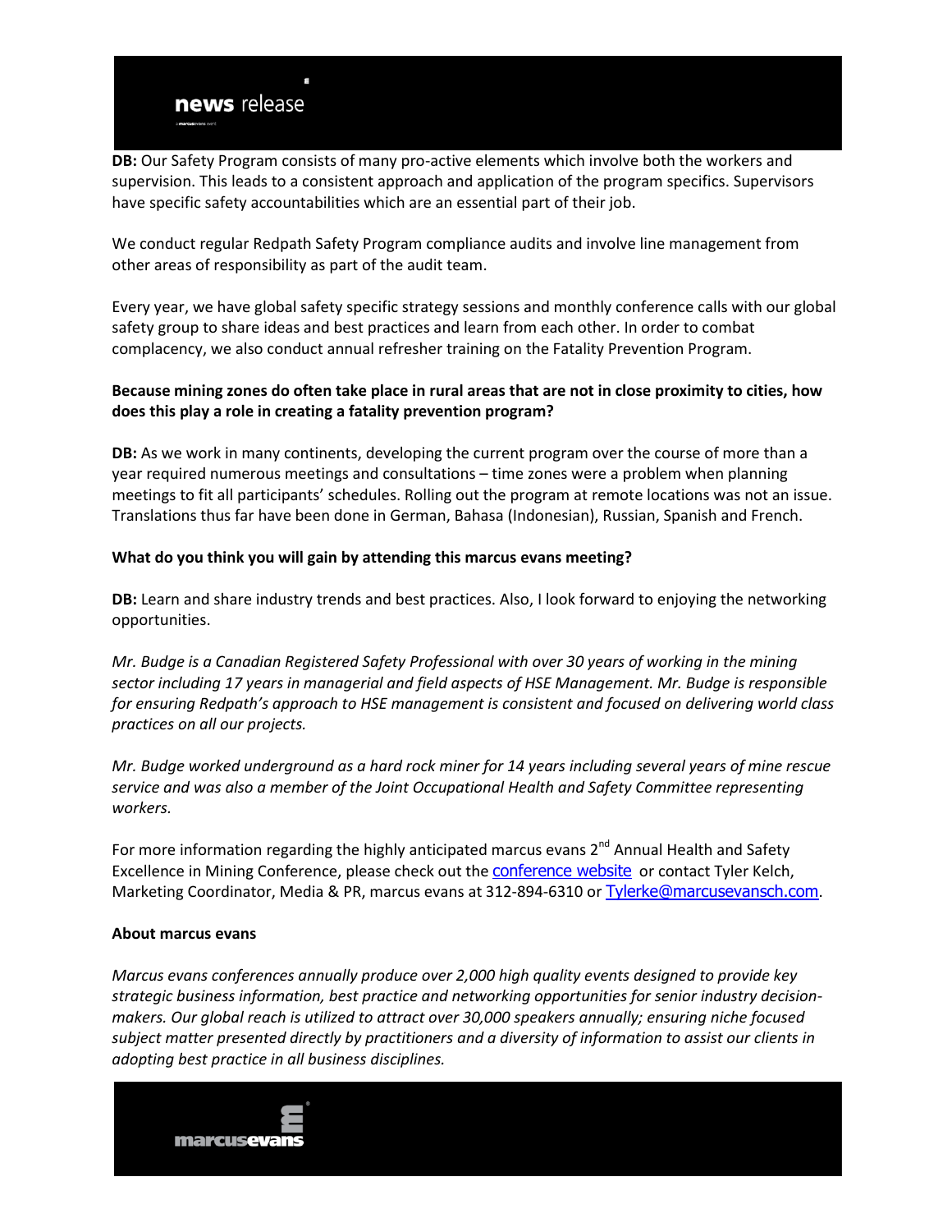**DB:** Our Safety Program consists of many pro-active elements which involve both the workers and supervision. This leads to a consistent approach and application of the program specifics. Supervisors have specific safety accountabilities which are an essential part of their job.

We conduct regular Redpath Safety Program compliance audits and involve line management from other areas of responsibility as part of the audit team.

Every year, we have global safety specific strategy sessions and monthly conference calls with our global safety group to share ideas and best practices and learn from each other. In order to combat complacency, we also conduct annual refresher training on the Fatality Prevention Program.

**Because mining zones do often take place in rural areas that are not in close proximity to cities, how does this play a role in creating a fatality prevention program?**

**DB:** As we work in many continents, developing the current program over the course of more than a year required numerous meetings and consultations – time zones were a problem when planning meetings to fit all participants' schedules. Rolling out the program at remote locations was not an issue. Translations thus far have been done in German, Bahasa (Indonesian), Russian, Spanish and French.

**What do you think you will gain by attending this marcus evans meeting?**

**DB:** Learn and share industry trends and best practices. Also, I look forward to enjoying the networking opportunities.

*Mr. Budge is a Canadian Registered Safety Professional with over 30 years of working in the mining sector including 17 years in managerial and field aspects of HSE Management. Mr. Budge is responsible for ensuring Redpath's approach to HSE management is consistent and focused on delivering world class practices on all our projects.*

*Mr. Budge worked underground as a hard rock miner for 14 years including several years of mine rescue service and was also a member of the Joint Occupational Health and Safety Committee representing workers.*

For more information regarding the highly anticipated marcus evans 2nd Annual Health and Safety Excellence in Mining Conference, please check out the conference website or contact Tyler Kelch, Marketing Coordinator, Media & PR, marcus evans at 312-894-6310 or Tylerke@marcusevansch.com.

**About marcus evans**

*Marcus evans conferences annually produce over 2,000 high quality events designed to provide key strategic business information, best practice and networking opportunities for senior industry decision-makers. Our global reach is utilized to attract over 30,000 speakers annually; ensuring niche focused subject matter presented directly by practitioners and a diversity of information to assist our clients in adopting best practice in all business disciplines.*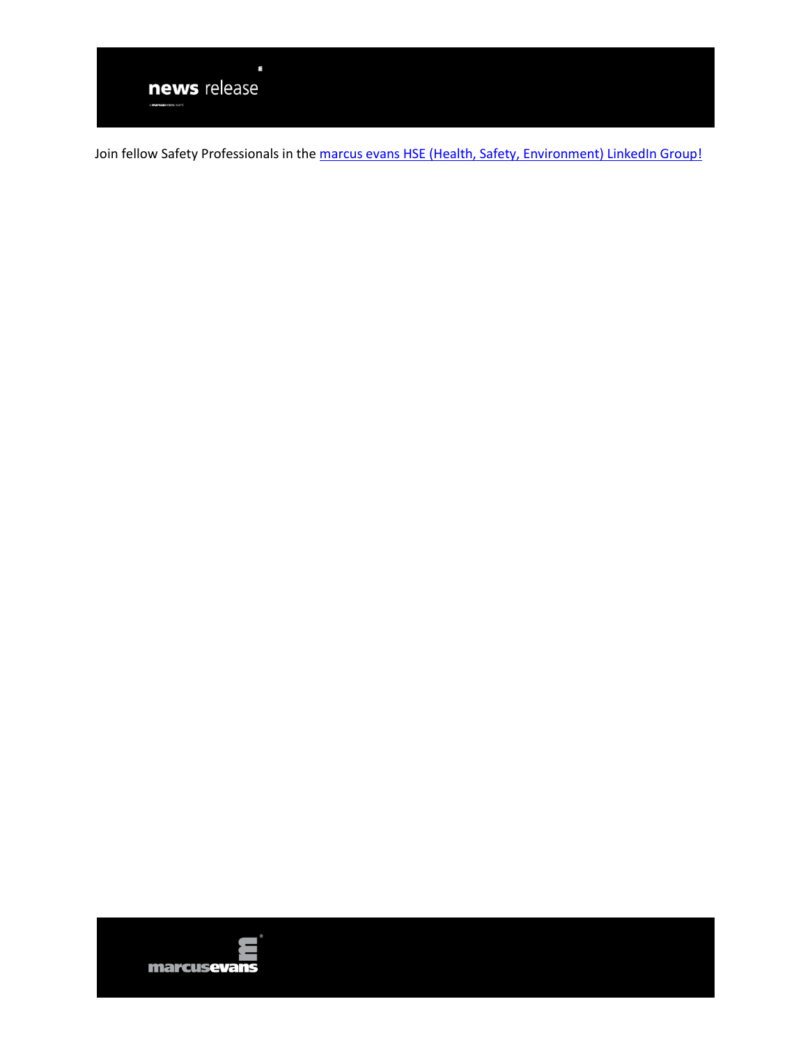Join fellow Safety Professionals in the [marcus evans HSE (Health, Safety, Environment) LinkedIn Group!]()